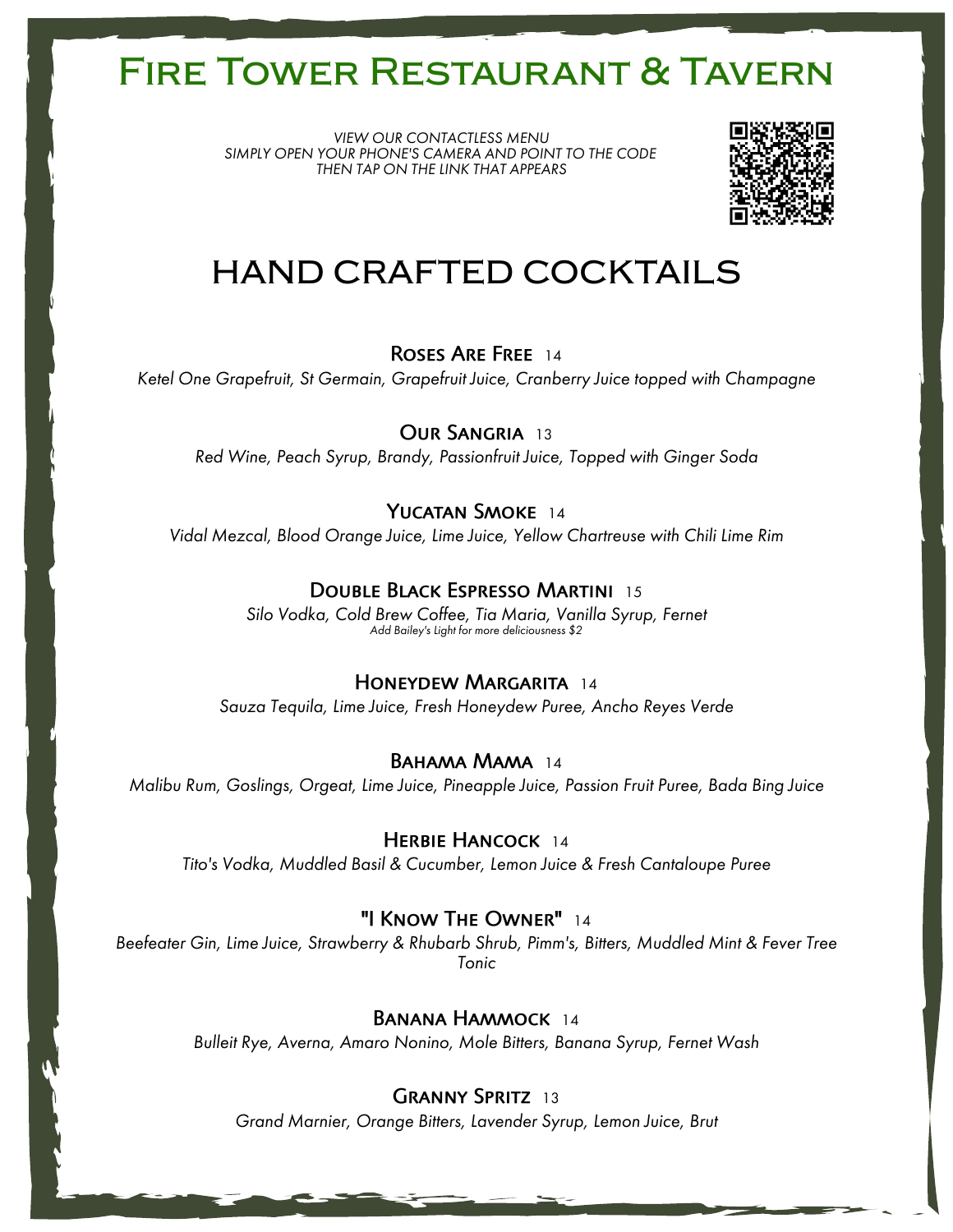# Fire Tower Restaurant & Tavern

*VIEW OUR CONTACTLESS MENU*
*SIMPLY OPEN YOUR PHONE'S CAMERA AND POINT TO THE CODE*
*THEN TAP ON THE LINK THAT APPEARS*

## HAND CRAFTED COCKTAILS

### Roses Are Free 14
*Ketel One Grapefruit, St Germain, Grapefruit Juice, Cranberry Juice topped with Champagne*

### Our Sangria 13
*Red Wine, Peach Syrup, Brandy, Passionfruit Juice, Topped with Ginger Soda*

### Yucatan Smoke 14
*Vidal Mezcal, Blood Orange Juice, Lime Juice, Yellow Chartreuse with Chili Lime Rim*

### Double Black Espresso Martini 15
*Silo Vodka, Cold Brew Coffee, Tia Maria, Vanilla Syrup, Fernet*
*Add Bailey's Light for more deliciousness $2*

### Honeydew Margarita 14
*Sauza Tequila, Lime Juice, Fresh Honeydew Puree, Ancho Reyes Verde*

### Bahama Mama 14
*Malibu Rum, Goslings, Orgeat, Lime Juice, Pineapple Juice, Passion Fruit Puree, Bada Bing Juice*

### Herbie Hancock 14
*Tito's Vodka, Muddled Basil & Cucumber, Lemon Juice & Fresh Cantaloupe Puree*

### "I Know The Owner" 14
*Beefeater Gin, Lime Juice, Strawberry & Rhubarb Shrub, Pimm's, Bitters, Muddled Mint & Fever Tree Tonic*

### Banana Hammock 14
*Bulleit Rye, Averna, Amaro Nonino, Mole Bitters, Banana Syrup, Fernet Wash*

### Granny Spritz 13
*Grand Marnier, Orange Bitters, Lavender Syrup, Lemon Juice, Brut*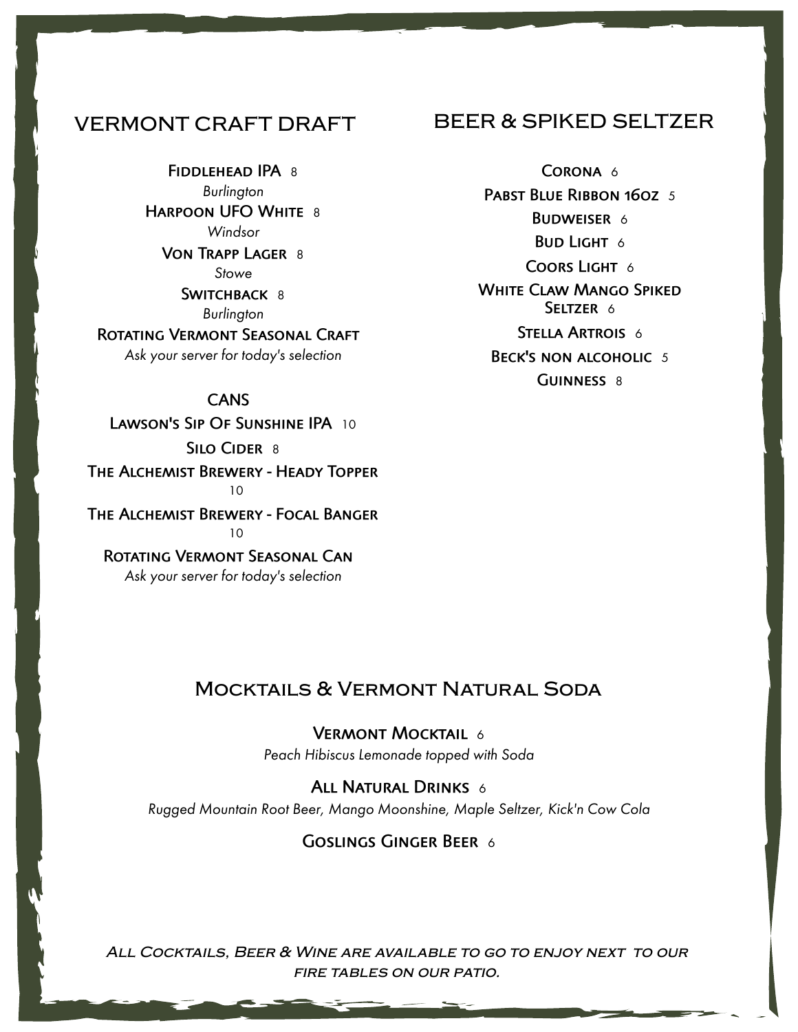## VERMONT CRAFT DRAFT

**Fiddlehead IPA** 8
*Burlington*

**Harpoon UFO White** 8
*Windsor*

**Von Trapp Lager** 8
*Stowe*

**Switchback** 8
*Burlington*

**Rotating Vermont Seasonal Craft**
*Ask your server for today's selection*

### CANS

**Lawson's Sip Of Sunshine IPA** 10

**Silo Cider** 8

**The Alchemist Brewery - Heady Topper** 10

**The Alchemist Brewery - Focal Banger** 10

**Rotating Vermont Seasonal Can**
*Ask your server for today's selection*

## BEER & SPIKED SELTZER

**Corona** 6

**Pabst Blue Ribbon 16oz** 5

**Budweiser** 6

**Bud Light** 6

**Coors Light** 6

**White Claw Mango Spiked Seltzer** 6

**Stella Artrois** 6

**Beck's non alcoholic** 5

**Guinness** 8

## Mocktails & Vermont Natural Soda

**Vermont Mocktail** 6
*Peach Hibiscus Lemonade topped with Soda*

**All Natural Drinks** 6
*Rugged Mountain Root Beer, Mango Moonshine, Maple Seltzer, Kick'n Cow Cola*

**Goslings Ginger Beer** 6

*All Cocktails, Beer & Wine are available to go to enjoy next to our fire tables on our patio.*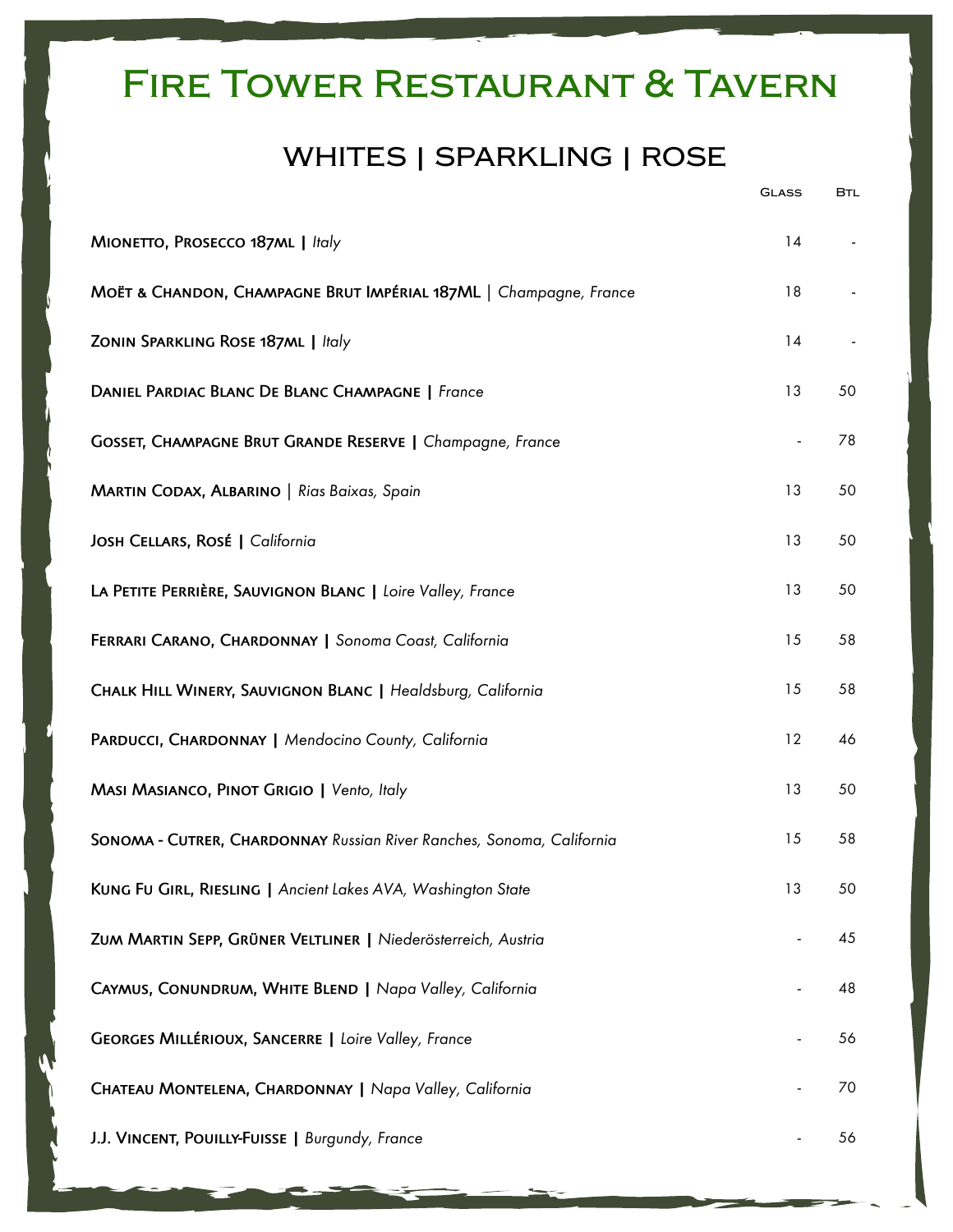# Fire Tower Restaurant & Tavern

## WHITES | SPARKLING | ROSE

| | Glass | Btl |
|---|---|---|
| **Mionetto, Prosecco 187ml \|** *Italy* | 14 | - |
| **Moët & Chandon, Champagne Brut Impérial 187ML** \| *Champagne, France* | 18 | - |
| **Zonin Sparkling Rose 187ml \|** *Italy* | 14 | - |
| **Daniel Pardiac Blanc De Blanc Champagne \|** *France* | 13 | 50 |
| **Gosset, Champagne Brut Grande Reserve \|** *Champagne, France* | - | 78 |
| **Martin Codax, Albarino** \| *Rias Baixas, Spain* | 13 | 50 |
| **Josh Cellars, Rosé \|** *California* | 13 | 50 |
| **La Petite Perrière, Sauvignon Blanc \|** *Loire Valley, France* | 13 | 50 |
| **Ferrari Carano, Chardonnay \|** *Sonoma Coast, California* | 15 | 58 |
| **Chalk Hill Winery, Sauvignon Blanc \|** *Healdsburg, California* | 15 | 58 |
| **Parducci, Chardonnay \|** *Mendocino County, California* | 12 | 46 |
| **Masi Masianco, Pinot Grigio \|** *Vento, Italy* | 13 | 50 |
| **Sonoma - Cutrer, Chardonnay** *Russian River Ranches, Sonoma, California* | 15 | 58 |
| **Kung Fu Girl, Riesling \|** *Ancient Lakes AVA, Washington State* | 13 | 50 |
| **Zum Martin Sepp, Grüner Veltliner \|** *Niederösterreich, Austria* | - | 45 |
| **Caymus, Conundrum, White Blend \|** *Napa Valley, California* | - | 48 |
| **Georges Millérioux, Sancerre \|** *Loire Valley, France* | - | 56 |
| **Chateau Montelena, Chardonnay \|** *Napa Valley, California* | - | 70 |
| **J.J. Vincent, Pouilly-Fuisse \|** *Burgundy, France* | - | 56 |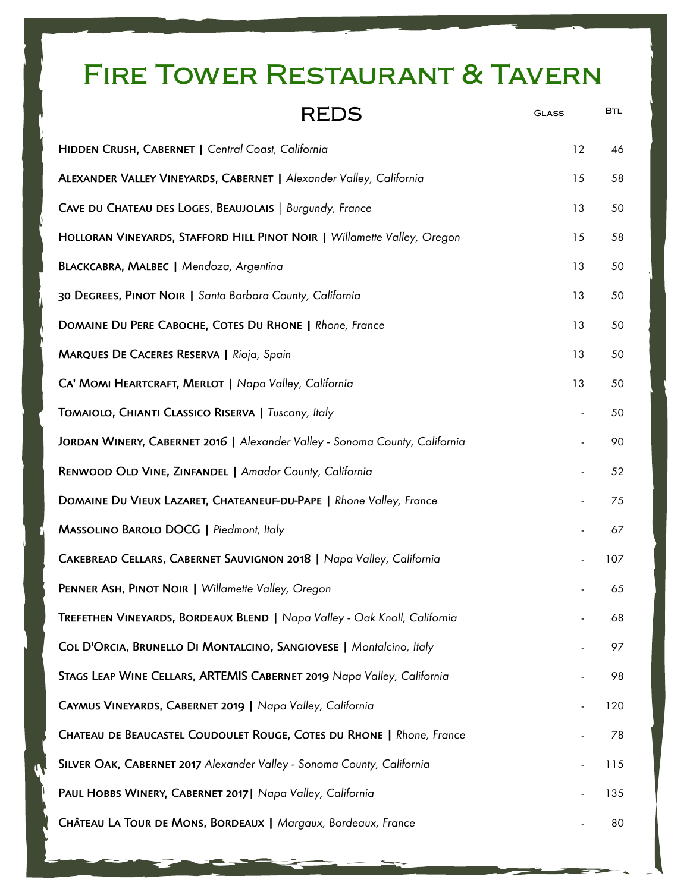# Fire Tower Restaurant & Tavern

## REDS

| | Glass | Btl |
|---|---|---|
| **Hidden Crush, Cabernet \|** *Central Coast, California* | 12 | 46 |
| **Alexander Valley Vineyards, Cabernet \|** *Alexander Valley, California* | 15 | 58 |
| **Cave du Chateau des Loges, Beaujolais** \| *Burgundy, France* | 13 | 50 |
| **Holloran Vineyards, Stafford Hill Pinot Noir \|** *Willamette Valley, Oregon* | 15 | 58 |
| **Blackcabra, Malbec \|** *Mendoza, Argentina* | 13 | 50 |
| **30 Degrees, Pinot Noir \|** *Santa Barbara County, California* | 13 | 50 |
| **Domaine Du Pere Caboche, Cotes Du Rhone \|** *Rhone, France* | 13 | 50 |
| **Marques De Caceres Reserva \|** *Rioja, Spain* | 13 | 50 |
| **Ca' Momi Heartcraft, Merlot \|** *Napa Valley, California* | 13 | 50 |
| **Tomaiolo, Chianti Classico Riserva \|** *Tuscany, Italy* | - | 50 |
| **Jordan Winery, Cabernet 2016 \|** *Alexander Valley - Sonoma County, California* | - | 90 |
| **Renwood Old Vine, Zinfandel \|** *Amador County, California* | - | 52 |
| **Domaine Du Vieux Lazaret, Chateaneuf-du-Pape \|** *Rhone Valley, France* | - | 75 |
| **Massolino Barolo DOCG \|** *Piedmont, Italy* | - | 67 |
| **Cakebread Cellars, Cabernet Sauvignon 2018 \|** *Napa Valley, California* | - | 107 |
| **Penner Ash, Pinot Noir \|** *Willamette Valley, Oregon* | - | 65 |
| **Trefethen Vineyards, Bordeaux Blend \|** *Napa Valley - Oak Knoll, California* | - | 68 |
| **Col D'Orcia, Brunello Di Montalcino, Sangiovese \|** *Montalcino, Italy* | - | 97 |
| **Stags Leap Wine Cellars, ARTEMIS Cabernet 2019** *Napa Valley, California* | - | 98 |
| **Caymus Vineyards, Cabernet 2019 \|** *Napa Valley, California* | - | 120 |
| **Chateau de Beaucastel Coudoulet Rouge, Cotes du Rhone \|** *Rhone, France* | - | 78 |
| **Silver Oak, Cabernet 2017** *Alexander Valley - Sonoma County, California* | - | 115 |
| **Paul Hobbs Winery, Cabernet 2017\|** *Napa Valley, California* | - | 135 |
| **Château La Tour de Mons, Bordeaux \|** *Margaux, Bordeaux, France* | - | 80 |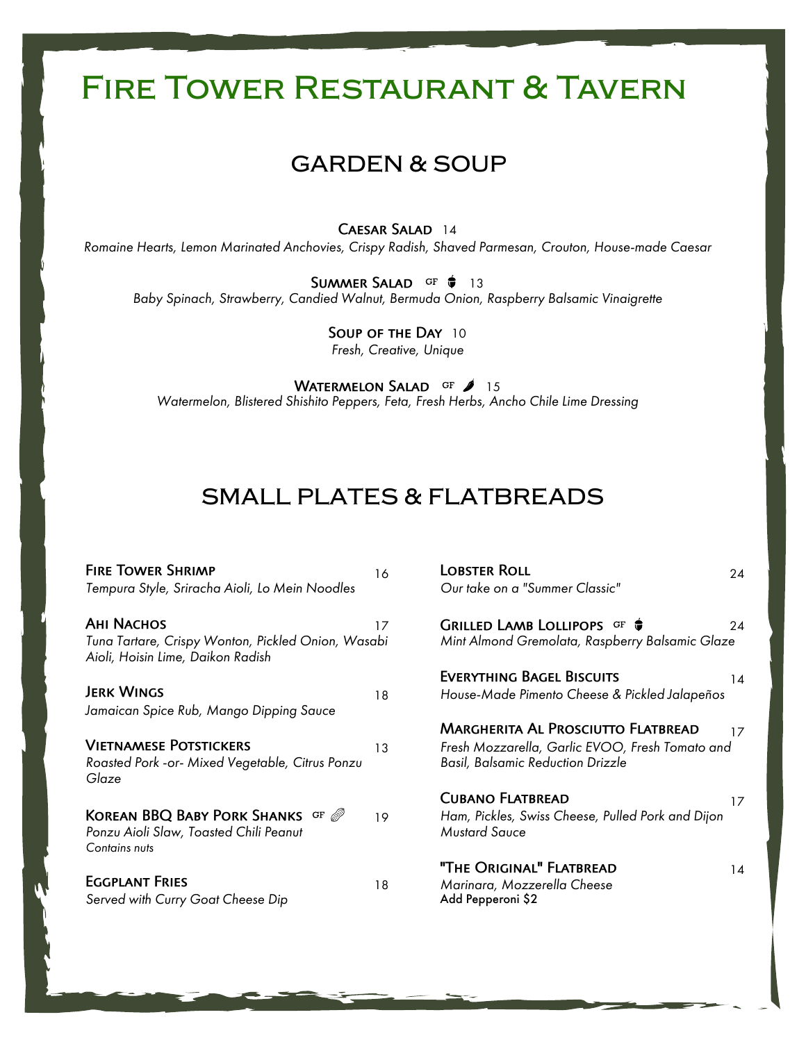# Fire Tower Restaurant & Tavern

## GARDEN & SOUP

**Caesar Salad** 14
*Romaine Hearts, Lemon Marinated Anchovies, Crispy Radish, Shaved Parmesan, Crouton, House-made Caesar*

**Summer Salad** GF 13
*Baby Spinach, Strawberry, Candied Walnut, Bermuda Onion, Raspberry Balsamic Vinaigrette*

**Soup of the Day** 10
*Fresh, Creative, Unique*

**Watermelon Salad** GF 15
*Watermelon, Blistered Shishito Peppers, Feta, Fresh Herbs, Ancho Chile Lime Dressing*

## SMALL PLATES & FLATBREADS

**Fire Tower Shrimp** 16
*Tempura Style, Sriracha Aioli, Lo Mein Noodles*

**Ahi Nachos** 17
*Tuna Tartare, Crispy Wonton, Pickled Onion, Wasabi Aioli, Hoisin Lime, Daikon Radish*

**Jerk Wings** 18
*Jamaican Spice Rub, Mango Dipping Sauce*

**Vietnamese Potstickers** 13
*Roasted Pork -or- Mixed Vegetable, Citrus Ponzu Glaze*

**Korean BBQ Baby Pork Shanks** GF 19
*Ponzu Aioli Slaw, Toasted Chili Peanut*
*Contains nuts*

**Eggplant Fries** 18
*Served with Curry Goat Cheese Dip*

**Lobster Roll** 24
*Our take on a "Summer Classic"*

**Grilled Lamb Lollipops** GF 24
*Mint Almond Gremolata, Raspberry Balsamic Glaze*

**Everything Bagel Biscuits** 14
*House-Made Pimento Cheese & Pickled Jalapeños*

**Margherita Al Prosciutto Flatbread** 17
*Fresh Mozzarella, Garlic EVOO, Fresh Tomato and Basil, Balsamic Reduction Drizzle*

**Cubano Flatbread** 17
*Ham, Pickles, Swiss Cheese, Pulled Pork and Dijon Mustard Sauce*

**"The Original" Flatbread** 14
*Marinara, Mozzerella Cheese*
Add Pepperoni $2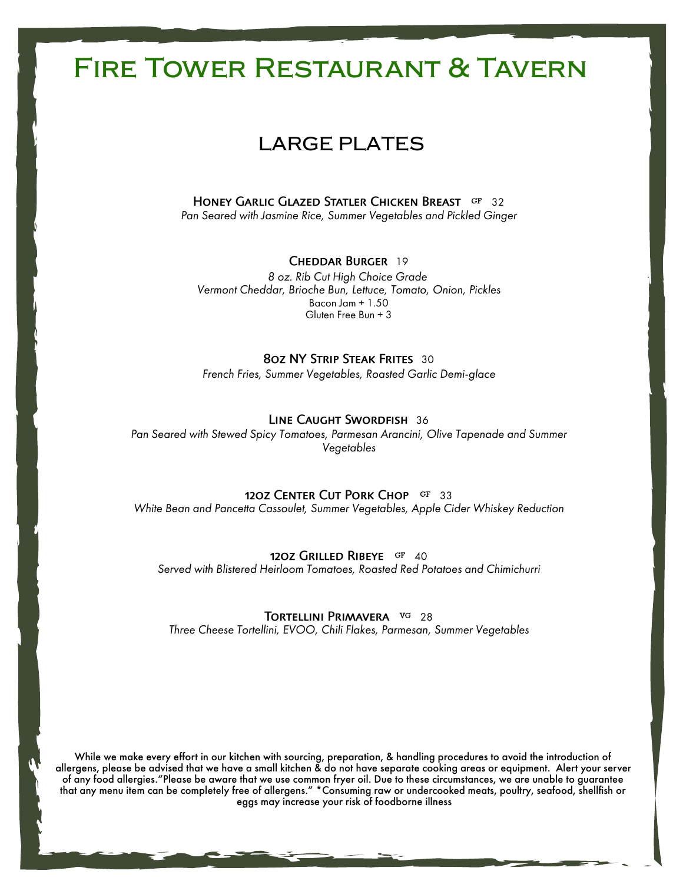# Fire Tower Restaurant & Tavern

## LARGE PLATES

**Honey Garlic Glazed Statler Chicken Breast** GF 32
*Pan Seared with Jasmine Rice, Summer Vegetables and Pickled Ginger*

**Cheddar Burger** 19
*8 oz. Rib Cut High Choice Grade*
*Vermont Cheddar, Brioche Bun, Lettuce, Tomato, Onion, Pickles*
Bacon Jam + 1.50
Gluten Free Bun + 3

**8oz NY Strip Steak Frites** 30
*French Fries, Summer Vegetables, Roasted Garlic Demi-glace*

**Line Caught Swordfish** 36
*Pan Seared with Stewed Spicy Tomatoes, Parmesan Arancini, Olive Tapenade and Summer Vegetables*

**12oz Center Cut Pork Chop** GF 33
*White Bean and Pancetta Cassoulet, Summer Vegetables, Apple Cider Whiskey Reduction*

**12oz Grilled Ribeye** GF 40
*Served with Blistered Heirloom Tomatoes, Roasted Red Potatoes and Chimichurri*

**Tortellini Primavera** VG 28
*Three Cheese Tortellini, EVOO, Chili Flakes, Parmesan, Summer Vegetables*

While we make every effort in our kitchen with sourcing, preparation, & handling procedures to avoid the introduction of allergens, please be advised that we have a small kitchen & do not have separate cooking areas or equipment. Alert your server of any food allergies."Please be aware that we use common fryer oil. Due to these circumstances, we are unable to guarantee that any menu item can be completely free of allergens." *Consuming raw or undercooked meats, poultry, seafood, shellfish or eggs may increase your risk of foodborne illness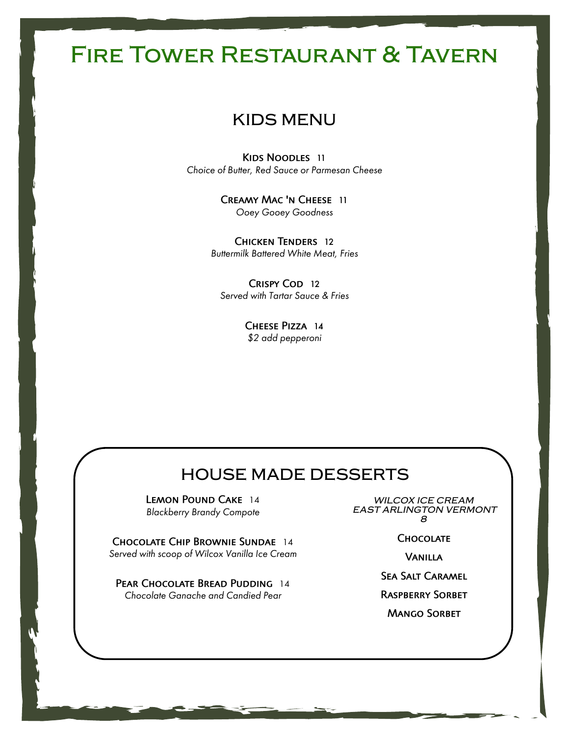# Fire Tower Restaurant & Tavern

## KIDS MENU

**Kids Noodles** 11
*Choice of Butter, Red Sauce or Parmesan Cheese*

**Creamy Mac 'n Cheese** 11
*Ooey Gooey Goodness*

**Chicken Tenders** 12
*Buttermilk Battered White Meat, Fries*

**Crispy Cod** 12
*Served with Tartar Sauce & Fries*

**Cheese Pizza** 14
*$2 add pepperoni*

## HOUSE MADE DESSERTS

**Lemon Pound Cake** 14
*Blackberry Brandy Compote*

**Chocolate Chip Brownie Sundae** 14
*Served with scoop of Wilcox Vanilla Ice Cream*

**Pear Chocolate Bread Pudding** 14
*Chocolate Ganache and Candied Pear*

*WILCOX ICE CREAM*
*EAST ARLINGTON VERMONT*
*8*

**Chocolate**

**Vanilla**

**Sea Salt Caramel**

**Raspberry Sorbet**

**Mango Sorbet**